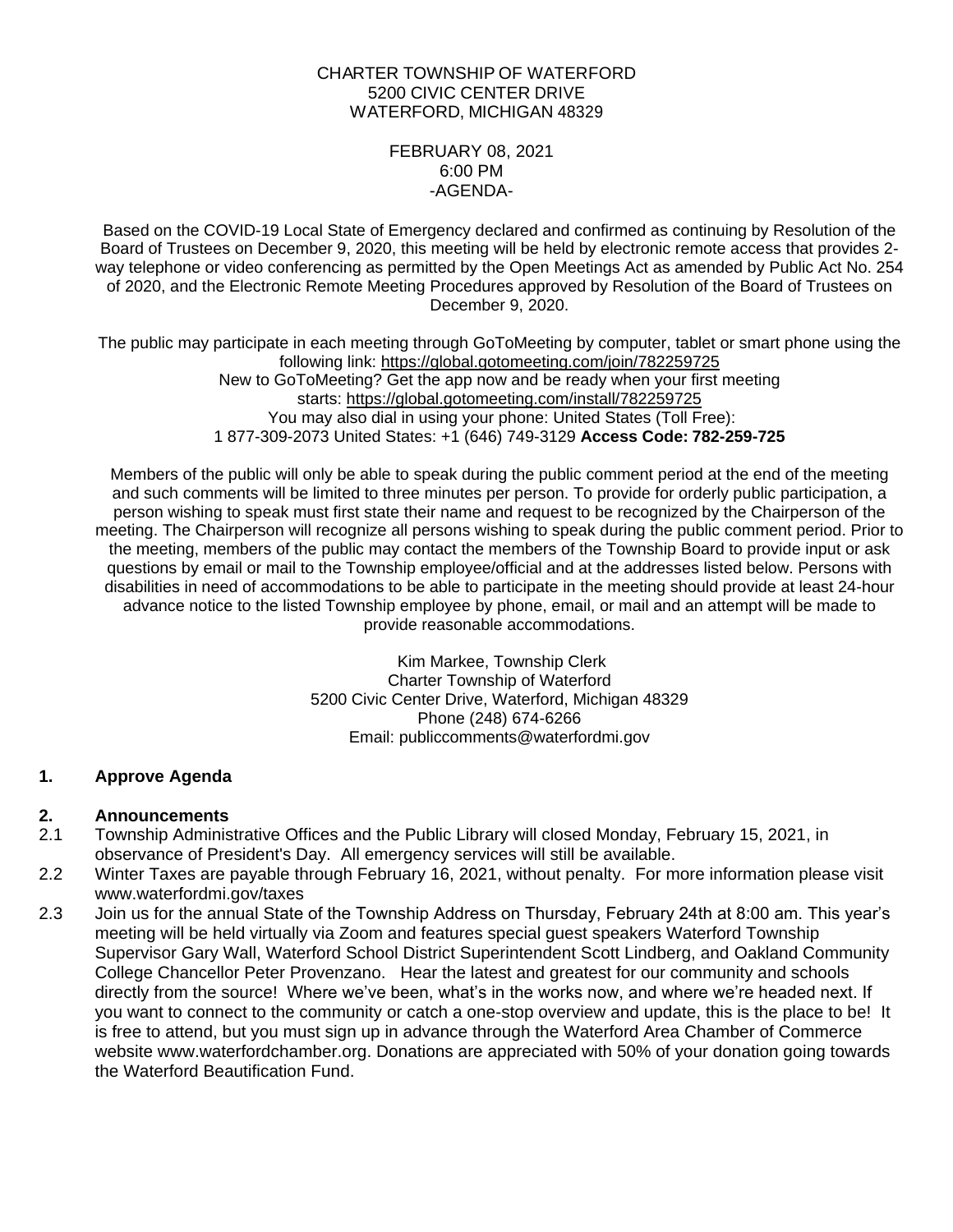CHARTER TOWNSHIP OF WATERFORD
5200 CIVIC CENTER DRIVE
WATERFORD, MICHIGAN 48329

FEBRUARY 08, 2021
6:00 PM
-AGENDA-

Based on the COVID-19 Local State of Emergency declared and confirmed as continuing by Resolution of the Board of Trustees on December 9, 2020, this meeting will be held by electronic remote access that provides 2-way telephone or video conferencing as permitted by the Open Meetings Act as amended by Public Act No. 254 of 2020, and the Electronic Remote Meeting Procedures approved by Resolution of the Board of Trustees on December 9, 2020.

The public may participate in each meeting through GoToMeeting by computer, tablet or smart phone using the following link: https://global.gotomeeting.com/join/782259725
New to GoToMeeting? Get the app now and be ready when your first meeting starts: https://global.gotomeeting.com/install/782259725
You may also dial in using your phone: United States (Toll Free):
1 877-309-2073 United States: +1 (646) 749-3129 **Access Code: 782-259-725**

Members of the public will only be able to speak during the public comment period at the end of the meeting and such comments will be limited to three minutes per person. To provide for orderly public participation, a person wishing to speak must first state their name and request to be recognized by the Chairperson of the meeting. The Chairperson will recognize all persons wishing to speak during the public comment period. Prior to the meeting, members of the public may contact the members of the Township Board to provide input or ask questions by email or mail to the Township employee/official and at the addresses listed below. Persons with disabilities in need of accommodations to be able to participate in the meeting should provide at least 24-hour advance notice to the listed Township employee by phone, email, or mail and an attempt will be made to provide reasonable accommodations.

Kim Markee, Township Clerk
Charter Township of Waterford
5200 Civic Center Drive, Waterford, Michigan 48329
Phone (248) 674-6266
Email: publiccomments@waterfordmi.gov

## 1. Approve Agenda

## 2. Announcements

2.1 Township Administrative Offices and the Public Library will closed Monday, February 15, 2021, in observance of President's Day. All emergency services will still be available.

2.2 Winter Taxes are payable through February 16, 2021, without penalty. For more information please visit www.waterfordmi.gov/taxes

2.3 Join us for the annual State of the Township Address on Thursday, February 24th at 8:00 am. This year's meeting will be held virtually via Zoom and features special guest speakers Waterford Township Supervisor Gary Wall, Waterford School District Superintendent Scott Lindberg, and Oakland Community College Chancellor Peter Provenzano. Hear the latest and greatest for our community and schools directly from the source! Where we've been, what's in the works now, and where we're headed next. If you want to connect to the community or catch a one-stop overview and update, this is the place to be! It is free to attend, but you must sign up in advance through the Waterford Area Chamber of Commerce website www.waterfordchamber.org. Donations are appreciated with 50% of your donation going towards the Waterford Beautification Fund.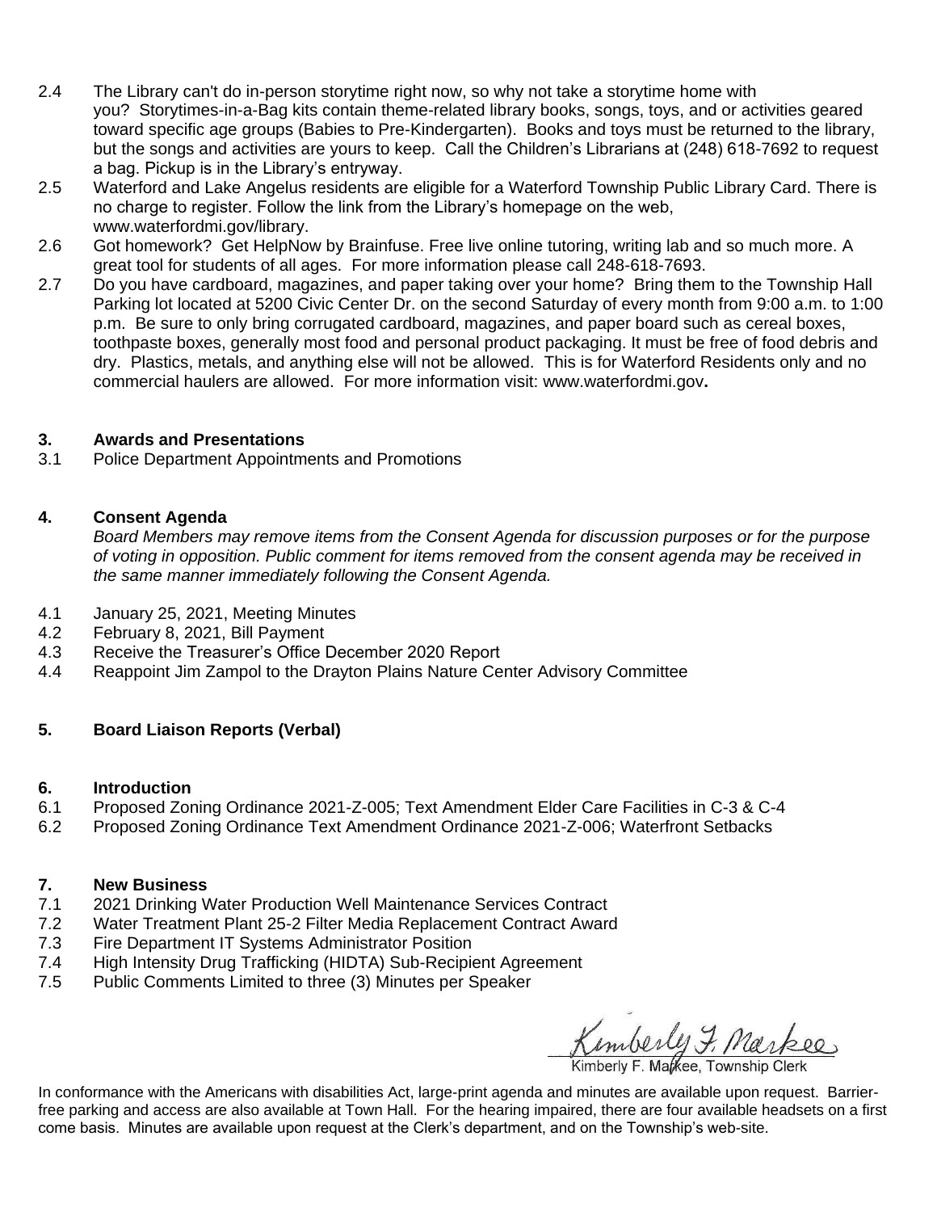2.4 The Library can't do in-person storytime right now, so why not take a storytime home with you? Storytimes-in-a-Bag kits contain theme-related library books, songs, toys, and or activities geared toward specific age groups (Babies to Pre-Kindergarten). Books and toys must be returned to the library, but the songs and activities are yours to keep. Call the Children's Librarians at (248) 618-7692 to request a bag. Pickup is in the Library's entryway.

2.5 Waterford and Lake Angelus residents are eligible for a Waterford Township Public Library Card. There is no charge to register. Follow the link from the Library's homepage on the web, www.waterfordmi.gov/library.

2.6 Got homework? Get HelpNow by Brainfuse. Free live online tutoring, writing lab and so much more. A great tool for students of all ages. For more information please call 248-618-7693.

2.7 Do you have cardboard, magazines, and paper taking over your home? Bring them to the Township Hall Parking lot located at 5200 Civic Center Dr. on the second Saturday of every month from 9:00 a.m. to 1:00 p.m. Be sure to only bring corrugated cardboard, magazines, and paper board such as cereal boxes, toothpaste boxes, generally most food and personal product packaging. It must be free of food debris and dry. Plastics, metals, and anything else will not be allowed. This is for Waterford Residents only and no commercial haulers are allowed. For more information visit: www.waterfordmi.gov**.**

**3. Awards and Presentations**

3.1 Police Department Appointments and Promotions

**4. Consent Agenda**

*Board Members may remove items from the Consent Agenda for discussion purposes or for the purpose of voting in opposition. Public comment for items removed from the consent agenda may be received in the same manner immediately following the Consent Agenda.*

4.1 January 25, 2021, Meeting Minutes
4.2 February 8, 2021, Bill Payment
4.3 Receive the Treasurer's Office December 2020 Report
4.4 Reappoint Jim Zampol to the Drayton Plains Nature Center Advisory Committee

**5. Board Liaison Reports (Verbal)**

**6. Introduction**

6.1 Proposed Zoning Ordinance 2021-Z-005; Text Amendment Elder Care Facilities in C-3 & C-4
6.2 Proposed Zoning Ordinance Text Amendment Ordinance 2021-Z-006; Waterfront Setbacks

**7. New Business**

7.1 2021 Drinking Water Production Well Maintenance Services Contract
7.2 Water Treatment Plant 25-2 Filter Media Replacement Contract Award
7.3 Fire Department IT Systems Administrator Position
7.4 High Intensity Drug Trafficking (HIDTA) Sub-Recipient Agreement
7.5 Public Comments Limited to three (3) Minutes per Speaker

Kimberly F. Markee

Kimberly F. Markee, Township Clerk

In conformance with the Americans with disabilities Act, large-print agenda and minutes are available upon request. Barrier-free parking and access are also available at Town Hall. For the hearing impaired, there are four available headsets on a first come basis. Minutes are available upon request at the Clerk's department, and on the Township's web-site.